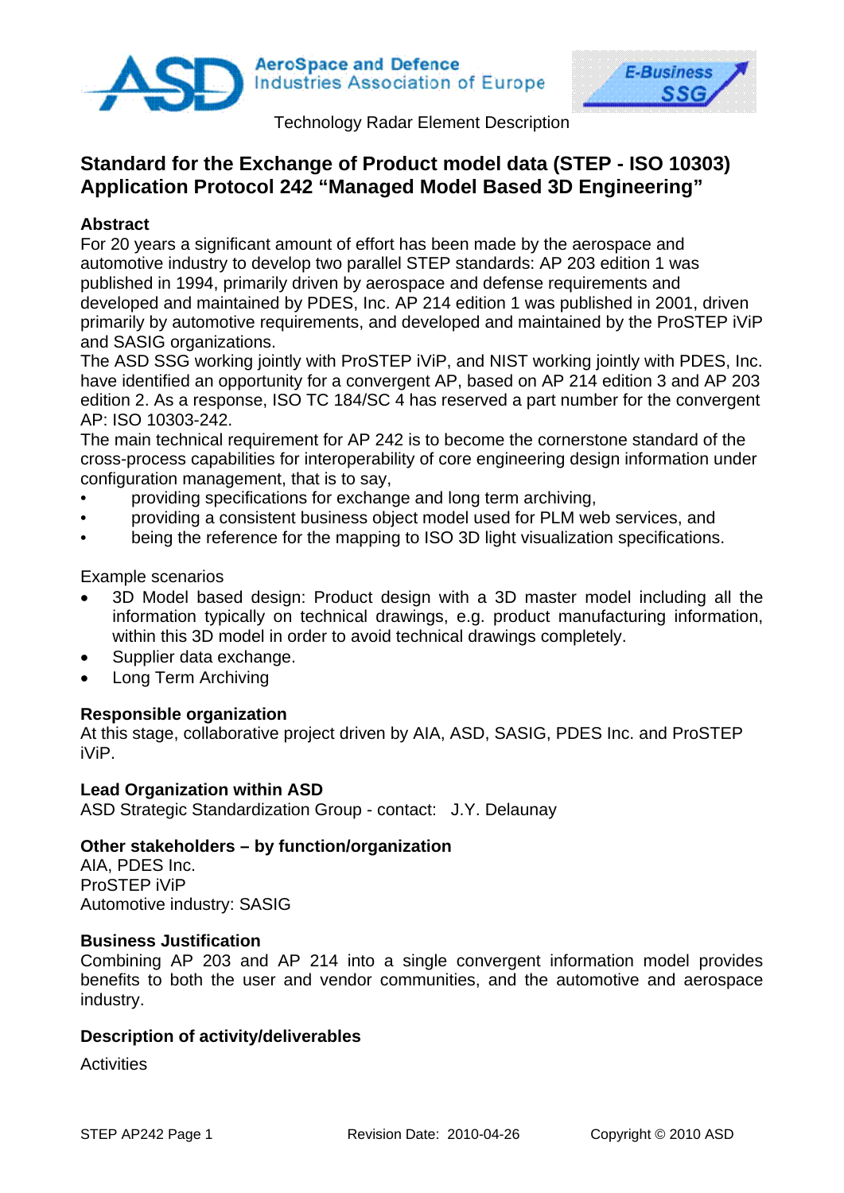AeroSpace and Defence Industries Association of Europe

E-Business SSG

Technology Radar Element Description

# Standard for the Exchange of Product model data (STEP - ISO 10303) Application Protocol 242 "Managed Model Based 3D Engineering"

### Abstract

For 20 years a significant amount of effort has been made by the aerospace and automotive industry to develop two parallel STEP standards: AP 203 edition 1 was published in 1994, primarily driven by aerospace and defense requirements and developed and maintained by PDES, Inc. AP 214 edition 1 was published in 2001, driven primarily by automotive requirements, and developed and maintained by the ProSTEP iViP and SASIG organizations.
The ASD SSG working jointly with ProSTEP iViP, and NIST working jointly with PDES, Inc. have identified an opportunity for a convergent AP, based on AP 214 edition 3 and AP 203 edition 2. As a response, ISO TC 184/SC 4 has reserved a part number for the convergent AP: ISO 10303-242.
The main technical requirement for AP 242 is to become the cornerstone standard of the cross-process capabilities for interoperability of core engineering design information under configuration management, that is to say,

- providing specifications for exchange and long term archiving,
- providing a consistent business object model used for PLM web services, and
- being the reference for the mapping to ISO 3D light visualization specifications.

Example scenarios

- 3D Model based design: Product design with a 3D master model including all the information typically on technical drawings, e.g. product manufacturing information, within this 3D model in order to avoid technical drawings completely.
- Supplier data exchange.
- Long Term Archiving

### Responsible organization

At this stage, collaborative project driven by AIA, ASD, SASIG, PDES Inc. and ProSTEP iViP.

### Lead Organization within ASD

ASD Strategic Standardization Group - contact: J.Y. Delaunay

### Other stakeholders – by function/organization

AIA, PDES Inc.
ProSTEP iViP
Automotive industry: SASIG

### Business Justification

Combining AP 203 and AP 214 into a single convergent information model provides benefits to both the user and vendor communities, and the automotive and aerospace industry.

### Description of activity/deliverables

Activities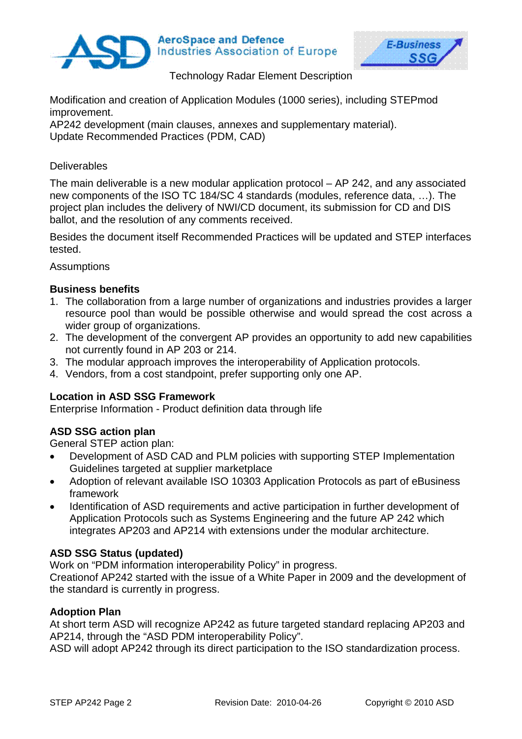Modification and creation of Application Modules (1000 series), including STEPmod improvement.
AP242 development (main clauses, annexes and supplementary material).
Update Recommended Practices (PDM, CAD)

Deliverables

The main deliverable is a new modular application protocol – AP 242, and any associated new components of the ISO TC 184/SC 4 standards (modules, reference data, …). The project plan includes the delivery of NWI/CD document, its submission for CD and DIS ballot, and the resolution of any comments received.

Besides the document itself Recommended Practices will be updated and STEP interfaces tested.

Assumptions

**Business benefits**

1. The collaboration from a large number of organizations and industries provides a larger resource pool than would be possible otherwise and would spread the cost across a wider group of organizations.
2. The development of the convergent AP provides an opportunity to add new capabilities not currently found in AP 203 or 214.
3. The modular approach improves the interoperability of Application protocols.
4. Vendors, from a cost standpoint, prefer supporting only one AP.

**Location in ASD SSG Framework**
Enterprise Information - Product definition data through life

**ASD SSG action plan**
General STEP action plan:

- Development of ASD CAD and PLM policies with supporting STEP Implementation Guidelines targeted at supplier marketplace
- Adoption of relevant available ISO 10303 Application Protocols as part of eBusiness framework
- Identification of ASD requirements and active participation in further development of Application Protocols such as Systems Engineering and the future AP 242 which integrates AP203 and AP214 with extensions under the modular architecture.

**ASD SSG Status (updated)**
Work on “PDM information interoperability Policy” in progress.
Creationof AP242 started with the issue of a White Paper in 2009 and the development of the standard is currently in progress.

**Adoption Plan**
At short term ASD will recognize AP242 as future targeted standard replacing AP203 and AP214, through the “ASD PDM interoperability Policy”.
ASD will adopt AP242 through its direct participation to the ISO standardization process.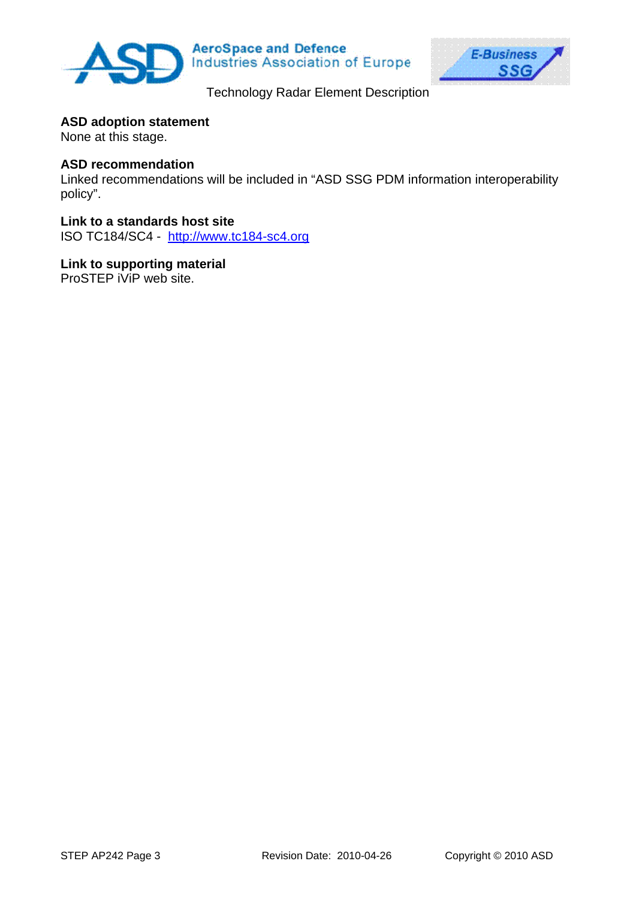**ASD adoption statement**
None at this stage.

**ASD recommendation**
Linked recommendations will be included in “ASD SSG PDM information interoperability policy”.

**Link to a standards host site**
ISO TC184/SC4 - http://www.tc184-sc4.org

**Link to supporting material**
ProSTEP iViP web site.